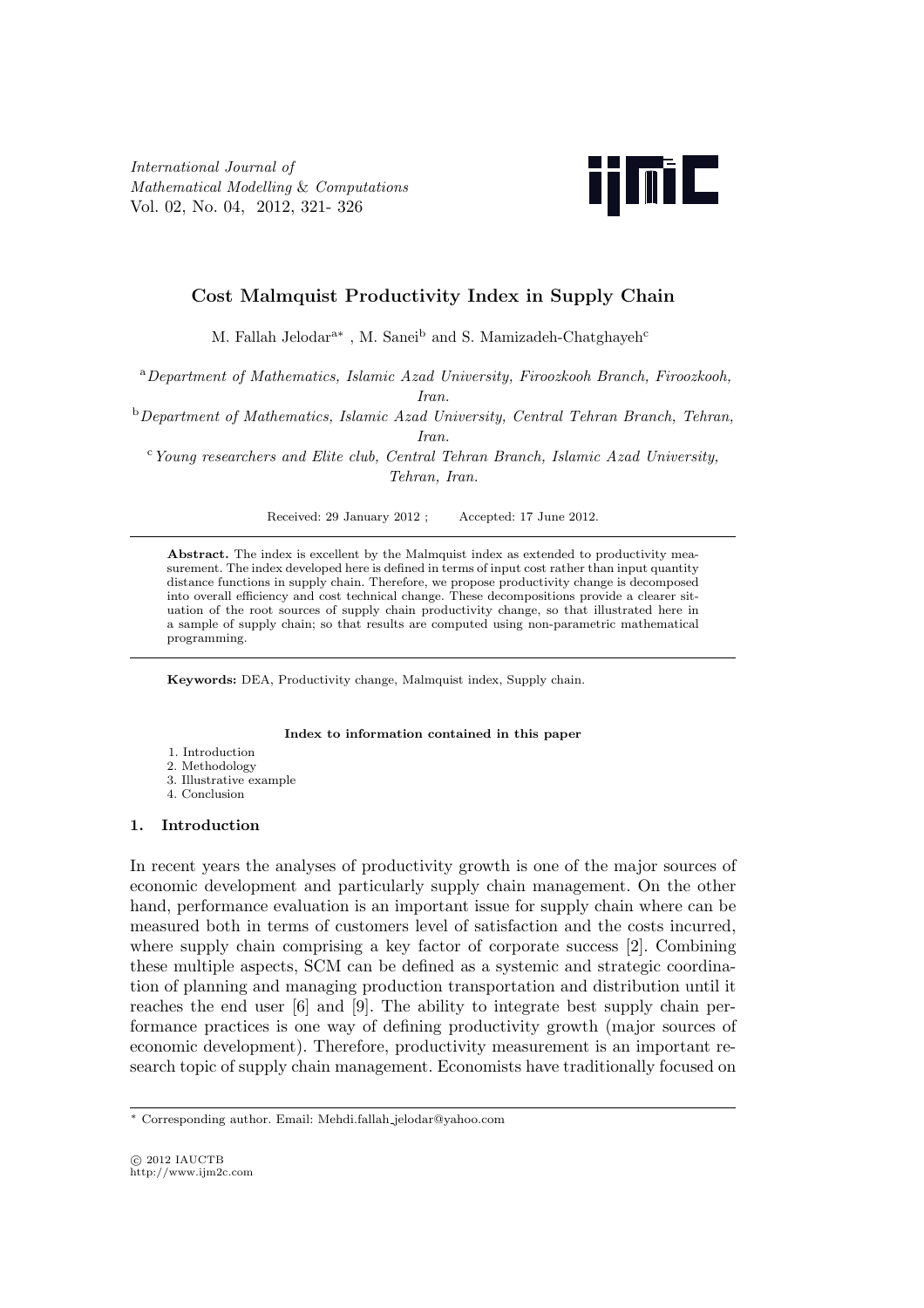# Cost Malmquist Productivity Index in Supply Chain

M. Fallah Jelodar[a*], M. Sanei[b] and S. Mamizadeh-Chatghayeh[c]

[a] *Department of Mathematics, Islamic Azad University, Firoozkooh Branch, Firoozkooh, Iran.*

[b] *Department of Mathematics, Islamic Azad University, Central Tehran Branch, Tehran, Iran.*

[c] *Young researchers and Elite club, Central Tehran Branch, Islamic Azad University, Tehran, Iran.*

Received: 29 January 2012 ; Accepted: 17 June 2012.

**Abstract.** The index is excellent by the Malmquist index as extended to productivity measurement. The index developed here is defined in terms of input cost rather than input quantity distance functions in supply chain. Therefore, we propose productivity change is decomposed into overall efficiency and cost technical change. These decompositions provide a clearer situation of the root sources of supply chain productivity change, so that illustrated here in a sample of supply chain; so that results are computed using non-parametric mathematical programming.

**Keywords:** DEA, Productivity change, Malmquist index, Supply chain.

**Index to information contained in this paper**

1. Introduction
2. Methodology
3. Illustrative example
4. Conclusion

## 1. Introduction

In recent years the analyses of productivity growth is one of the major sources of economic development and particularly supply chain management. On the other hand, performance evaluation is an important issue for supply chain where can be measured both in terms of customers level of satisfaction and the costs incurred, where supply chain comprising a key factor of corporate success [2]. Combining these multiple aspects, SCM can be defined as a systemic and strategic coordination of planning and managing production transportation and distribution until it reaches the end user [6] and [9]. The ability to integrate best supply chain performance practices is one way of defining productivity growth (major sources of economic development). Therefore, productivity measurement is an important research topic of supply chain management. Economists have traditionally focused on

* Corresponding author. Email: Mehdi.fallah_jelodar@yahoo.com

© 2012 IAUCTB
http://www.ijm2c.com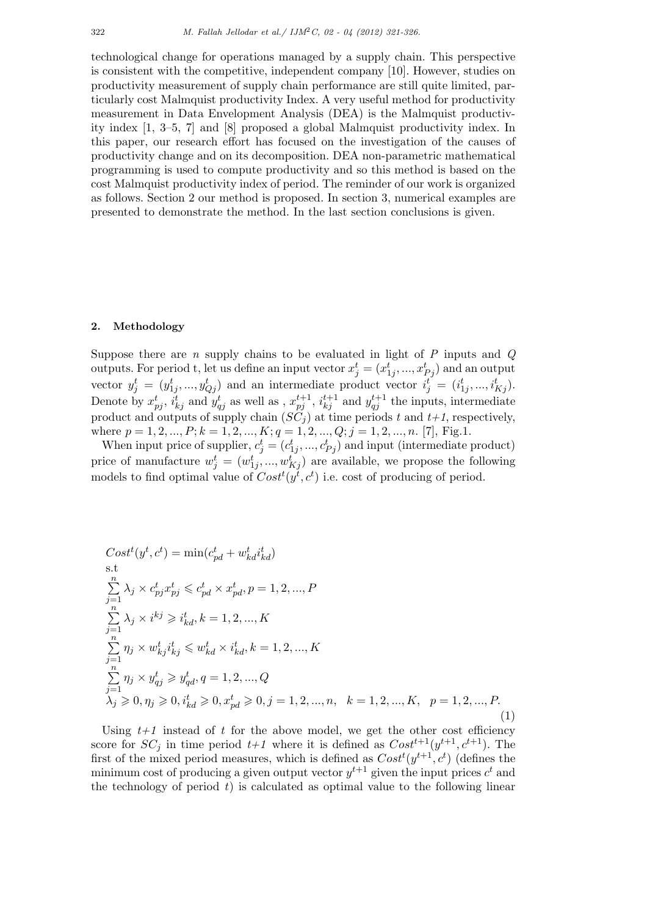technological change for operations managed by a supply chain. This perspective is consistent with the competitive, independent company [10]. However, studies on productivity measurement of supply chain performance are still quite limited, particularly cost Malmquist productivity Index. A very useful method for productivity measurement in Data Envelopment Analysis (DEA) is the Malmquist productivity index [1, 3–5, 7] and [8] proposed a global Malmquist productivity index. In this paper, our research effort has focused on the investigation of the causes of productivity change and on its decomposition. DEA non-parametric mathematical programming is used to compute productivity and so this method is based on the cost Malmquist productivity index of period. The reminder of our work is organized as follows. Section 2 our method is proposed. In section 3, numerical examples are presented to demonstrate the method. In the last section conclusions is given.

## 2. Methodology

Suppose there are $n$ supply chains to be evaluated in light of $P$ inputs and $Q$ outputs. For period t, let us define an input vector $x_j^t = (x_{1j}^t, ..., x_{Pj}^t)$ and an output vector $y_j^t = (y_{1j}^t, ..., y_{Qj}^t)$ and an intermediate product vector $i_j^t = (i_{1j}^t, ..., i_{Kj}^t)$. Denote by $x_{pj}^t$, $i_{kj}^t$ and $y_{qj}^t$ as well as , $x_{pj}^{t+1}$, $i_{kj}^{t+1}$ and $y_{qj}^{t+1}$ the inputs, intermediate product and outputs of supply chain ($SC_j$) at time periods $t$ and $t+1$, respectively, where $p = 1, 2, ..., P; k = 1, 2, ..., K; q = 1, 2, ..., Q; j = 1, 2, ..., n$. [7], Fig.1.

When input price of supplier, $c_j^t = (c_{1j}^t, ..., c_{Pj}^t)$ and input (intermediate product) price of manufacture $w_j^t = (w_{1j}^t, ..., w_{Kj}^t)$ are available, we propose the following models to find optimal value of $Cost^t(y^t, c^t)$ i.e. cost of producing of period.

$$
\begin{aligned}
& Cost^t(y^t, c^t) = \min(c_{pd}^t + w_{kd}^t i_{kd}^t) \\
& \text{s.t} \\
& \sum_{j=1}^{n} \lambda_j \times c_{pj}^t x_{pj}^t \leqslant c_{pd}^t \times x_{pd}^t, p = 1, 2, ..., P \\
& \sum_{j=1}^{n} \lambda_j \times i^{kj} \geqslant i_{kd}^t, k = 1, 2, ..., K \\
& \sum_{j=1}^{n} \eta_j \times w_{kj}^t i_{kj}^t \leqslant w_{kd}^t \times i_{kd}^t, k = 1, 2, ..., K \\
& \sum_{j=1}^{n} \eta_j \times y_{qj}^t \geqslant y_{qd}^t, q = 1, 2, ..., Q \\
& \lambda_j \geqslant 0, \eta_j \geqslant 0, i_{kd}^t \geqslant 0, x_{pd}^t \geqslant 0, j = 1, 2, ..., n, \quad k = 1, 2, ..., K, \quad p = 1, 2, ..., P.
\end{aligned}
\tag{1}
$$

Using $t+1$ instead of $t$ for the above model, we get the other cost efficiency score for $SC_j$ in time period $t+1$ where it is defined as $Cost^{t+1}(y^{t+1}, c^{t+1})$. The first of the mixed period measures, which is defined as $Cost^t(y^{t+1}, c^t)$ (defines the minimum cost of producing a given output vector $y^{t+1}$ given the input prices $c^t$ and the technology of period $t$) is calculated as optimal value to the following linear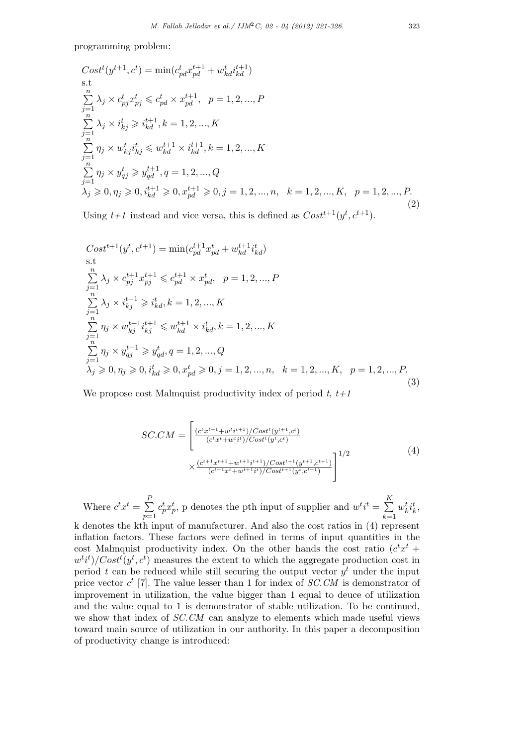programming problem:

$$
\begin{aligned}
&Cost^t(y^{t+1}, c^t) = \min(c^t_{pd} x^{t+1}_{pd} + w^t_{kd} i^{t+1}_{kd}) \\
&\text{s.t} \\
&\sum_{j=1}^{n} \lambda_j \times c^t_{pj} x^t_{pj} \leqslant c^t_{pd} \times x^{t+1}_{pd}, \quad p = 1, 2, ..., P \\
&\sum_{j=1}^{n} \lambda_j \times i^t_{kj} \geqslant i^{t+1}_{kd}, k = 1, 2, ..., K \\
&\sum_{j=1}^{n} \eta_j \times w^t_{kj} i^t_{kj} \leqslant w^{t+1}_{kd} \times i^{t+1}_{kd}, k = 1, 2, ..., K \\
&\sum_{j=1}^{n} \eta_j \times y^t_{qj} \geqslant y^{t+1}_{qd}, q = 1, 2, ..., Q \\
&\lambda_j \geqslant 0, \eta_j \geqslant 0, i^{t+1}_{kd} \geqslant 0, x^{t+1}_{pd} \geqslant 0, j = 1, 2, ..., n, \quad k = 1, 2, ..., K, \quad p = 1, 2, ..., P.
\end{aligned}
\tag{2}
$$

Using *t+1* instead and vice versa, this is defined as $Cost^{t+1}(y^t, c^{t+1})$.

$$
\begin{aligned}
&Cost^{t+1}(y^t, c^{t+1}) = \min(c^{t+1}_{pd} x^t_{pd} + w^{t+1}_{kd} i^t_{kd}) \\
&\text{s.t} \\
&\sum_{j=1}^{n} \lambda_j \times c^{t+1}_{pj} x^{t+1}_{pj} \leqslant c^{t+1}_{pd} \times x^t_{pd}, \quad p = 1, 2, ..., P \\
&\sum_{j=1}^{n} \lambda_j \times i^{t+1}_{kj} \geqslant i^t_{kd}, k = 1, 2, ..., K \\
&\sum_{j=1}^{n} \eta_j \times w^{t+1}_{kj} i^{t+1}_{kj} \leqslant w^{t+1}_{kd} \times i^t_{kd}, k = 1, 2, ..., K \\
&\sum_{j=1}^{n} \eta_j \times y^{t+1}_{qj} \geqslant y^t_{qd}, q = 1, 2, ..., Q \\
&\lambda_j \geqslant 0, \eta_j \geqslant 0, i^t_{kd} \geqslant 0, x^t_{pd} \geqslant 0, j = 1, 2, ..., n, \quad k = 1, 2, ..., K, \quad p = 1, 2, ..., P.
\end{aligned}
\tag{3}
$$

We propose cost Malmquist productivity index of period *t*, *t+1*

$$
SC.CM = \left[ \frac{(c^t x^{t+1} + w^t i^{t+1})/Cost^t(y^{t+1}, c^t)}{(c^t x^t + w^t i^t)/Cost^t(y^t, c^t)} \times \frac{(c^{t+1} x^{t+1} + w^{t+1} i^{t+1})/Cost^{t+1}(y^{t+1}, c^{t+1})}{(c^{t+1} x^t + w^{t+1} i^t)/Cost^{t+1}(y^t, c^{t+1})} \right]^{1/2}
\tag{4}
$$

Where $c^t x^t = \sum_{p=1}^{P} c^t_p x^t_p$, p denotes the pth input of supplier and $w^t i^t = \sum_{k=1}^{K} w^t_k i^t_k$, k denotes the kth input of manufacturer. And also the cost ratios in (4) represent inflation factors. These factors were defined in terms of input quantities in the cost Malmquist productivity index. On the other hands the cost ratio $(c^t x^t + w^t i^t)/Cost^t(y^t, c^t)$ measures the extent to which the aggregate production cost in period $t$ can be reduced while still securing the output vector $y^t$ under the input price vector $c^t$ [7]. The value lesser than 1 for index of $SC.CM$ is demonstrator of improvement in utilization, the value bigger than 1 equal to deuce of utilization and the value equal to 1 is demonstrator of stable utilization. To be continued, we show that index of $SC.CM$ can analyze to elements which made useful views toward main source of utilization in our authority. In this paper a decomposition of productivity change is introduced: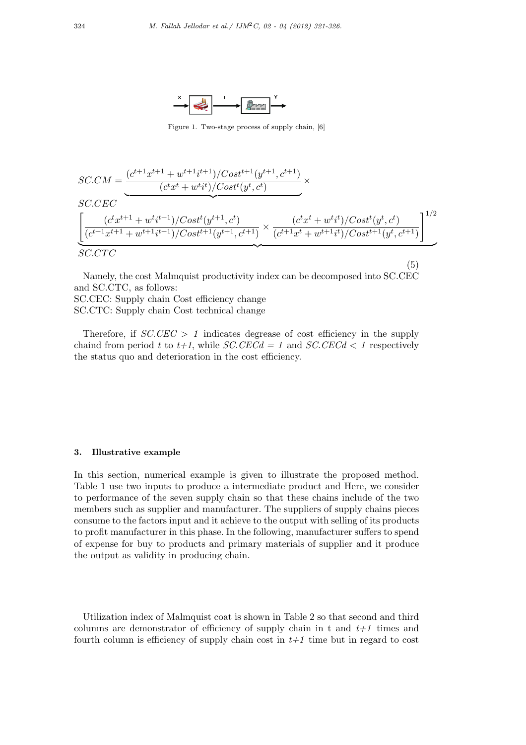Figure 1. Two-stage process of supply chain, [6]

$$
SC.CM = \underbrace{\frac{(c^{t+1}x^{t+1} + w^{t+1}i^{t+1})/Cost^{t+1}(y^{t+1}, c^{t+1})}{(c^t x^t + w^t i^t)/Cost^t(y^t, c^t)}}_{SC.CEC} \times
$$

$$
\underbrace{\left[ \frac{(c^t x^{t+1} + w^t i^{t+1})/Cost^t(y^{t+1}, c^t)}{(c^{t+1}x^{t+1} + w^{t+1}i^{t+1})/Cost^{t+1}(y^{t+1}, c^{t+1})} \times \frac{(c^t x^t + w^t i^t)/Cost^t(y^t, c^t)}{(c^{t+1}x^t + w^{t+1}i^t)/Cost^{t+1}(y^t, c^{t+1})} \right]^{1/2}}_{SC.CTC}
\tag{5}
$$

Namely, the cost Malmquist productivity index can be decomposed into SC.CEC and SC.CTC, as follows:
SC.CEC: Supply chain Cost efficiency change
SC.CTC: Supply chain Cost technical change

Therefore, if *SC.CEC > 1* indicates degrease of cost efficiency in the supply chaind from period *t* to *t+1*, while *SC.CECd = 1* and *SC.CECd < 1* respectively the status quo and deterioration in the cost efficiency.

### 3. Illustrative example

In this section, numerical example is given to illustrate the proposed method. Table 1 use two inputs to produce a intermediate product and Here, we consider to performance of the seven supply chain so that these chains include of the two members such as supplier and manufacturer. The suppliers of supply chains pieces consume to the factors input and it achieve to the output with selling of its products to profit manufacturer in this phase. In the following, manufacturer suffers to spend of expense for buy to products and primary materials of supplier and it produce the output as validity in producing chain.

Utilization index of Malmquist coat is shown in Table 2 so that second and third columns are demonstrator of efficiency of supply chain in t and *t+1* times and fourth column is efficiency of supply chain cost in *t+1* time but in regard to cost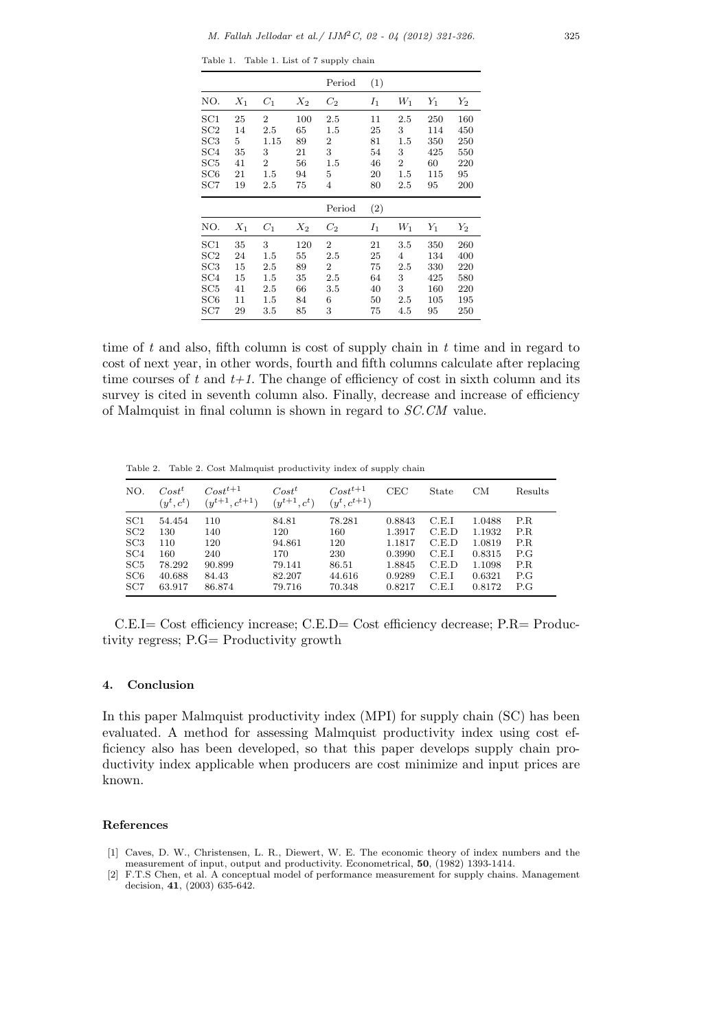Table 1. Table 1. List of 7 supply chain

| | | | | Period | (1) | | | |
|---|---|---|---|---|---|---|---|---|
| NO. | $X_1$ | $C_1$ | $X_2$ | $C_2$ | $I_1$ | $W_1$ | $Y_1$ | $Y_2$ |
| SC1 | 25 | 2 | 100 | 2.5 | 11 | 2.5 | 250 | 160 |
| SC2 | 14 | 2.5 | 65 | 1.5 | 25 | 3 | 114 | 450 |
| SC3 | 5 | 1.15 | 89 | 2 | 81 | 1.5 | 350 | 250 |
| SC4 | 35 | 3 | 21 | 3 | 54 | 3 | 425 | 550 |
| SC5 | 41 | 2 | 56 | 1.5 | 46 | 2 | 60 | 220 |
| SC6 | 21 | 1.5 | 94 | 5 | 20 | 1.5 | 115 | 95 |
| SC7 | 19 | 2.5 | 75 | 4 | 80 | 2.5 | 95 | 200 |
| | | | | Period | (2) | | | |
| NO. | $X_1$ | $C_1$ | $X_2$ | $C_2$ | $I_1$ | $W_1$ | $Y_1$ | $Y_2$ |
| SC1 | 35 | 3 | 120 | 2 | 21 | 3.5 | 350 | 260 |
| SC2 | 24 | 1.5 | 55 | 2.5 | 25 | 4 | 134 | 400 |
| SC3 | 15 | 2.5 | 89 | 2 | 75 | 2.5 | 330 | 220 |
| SC4 | 15 | 1.5 | 35 | 2.5 | 64 | 3 | 425 | 580 |
| SC5 | 41 | 2.5 | 66 | 3.5 | 40 | 3 | 160 | 220 |
| SC6 | 11 | 1.5 | 84 | 6 | 50 | 2.5 | 105 | 195 |
| SC7 | 29 | 3.5 | 85 | 3 | 75 | 4.5 | 95 | 250 |

time of $t$ and also, fifth column is cost of supply chain in $t$ time and in regard to cost of next year, in other words, fourth and fifth columns calculate after replacing time courses of $t$ and $t+1$. The change of efficiency of cost in sixth column and its survey is cited in seventh column also. Finally, decrease and increase of efficiency of Malmquist in final column is shown in regard to *SC.CM* value.

Table 2. Table 2. Cost Malmquist productivity index of supply chain

| NO. | $Cost^t$ $(y^t, c^t)$ | $Cost^{t+1}$ $(y^{t+1}, c^{t+1})$ | $Cost^t$ $(y^{t+1}, c^t)$ | $Cost^{t+1}$ $(y^t, c^{t+1})$ | CEC | State | CM | Results |
|---|---|---|---|---|---|---|---|---|
| SC1 | 54.454 | 110 | 84.81 | 78.281 | 0.8843 | C.E.I | 1.0488 | P.R |
| SC2 | 130 | 140 | 120 | 160 | 1.3917 | C.E.D | 1.1932 | P.R |
| SC3 | 110 | 120 | 94.861 | 120 | 1.1817 | C.E.D | 1.0819 | P.R |
| SC4 | 160 | 240 | 170 | 230 | 0.3990 | C.E.I | 0.8315 | P.G |
| SC5 | 78.292 | 90.899 | 79.141 | 86.51 | 1.8845 | C.E.D | 1.1098 | P.R |
| SC6 | 40.688 | 84.43 | 82.207 | 44.616 | 0.9289 | C.E.I | 0.6321 | P.G |
| SC7 | 63.917 | 86.874 | 79.716 | 70.348 | 0.8217 | C.E.I | 0.8172 | P.G |

C.E.I= Cost efficiency increase; C.E.D= Cost efficiency decrease; P.R= Productivity regress; P.G= Productivity growth

## 4. Conclusion

In this paper Malmquist productivity index (MPI) for supply chain (SC) has been evaluated. A method for assessing Malmquist productivity index using cost efficiency also has been developed, so that this paper develops supply chain productivity index applicable when producers are cost minimize and input prices are known.

## References

[1] Caves, D. W., Christensen, L. R., Diewert, W. E. The economic theory of index numbers and the measurement of input, output and productivity. Econometrical, **50**, (1982) 1393-1414.

[2] F.T.S Chen, et al. A conceptual model of performance measurement for supply chains. Management decision, **41**, (2003) 635-642.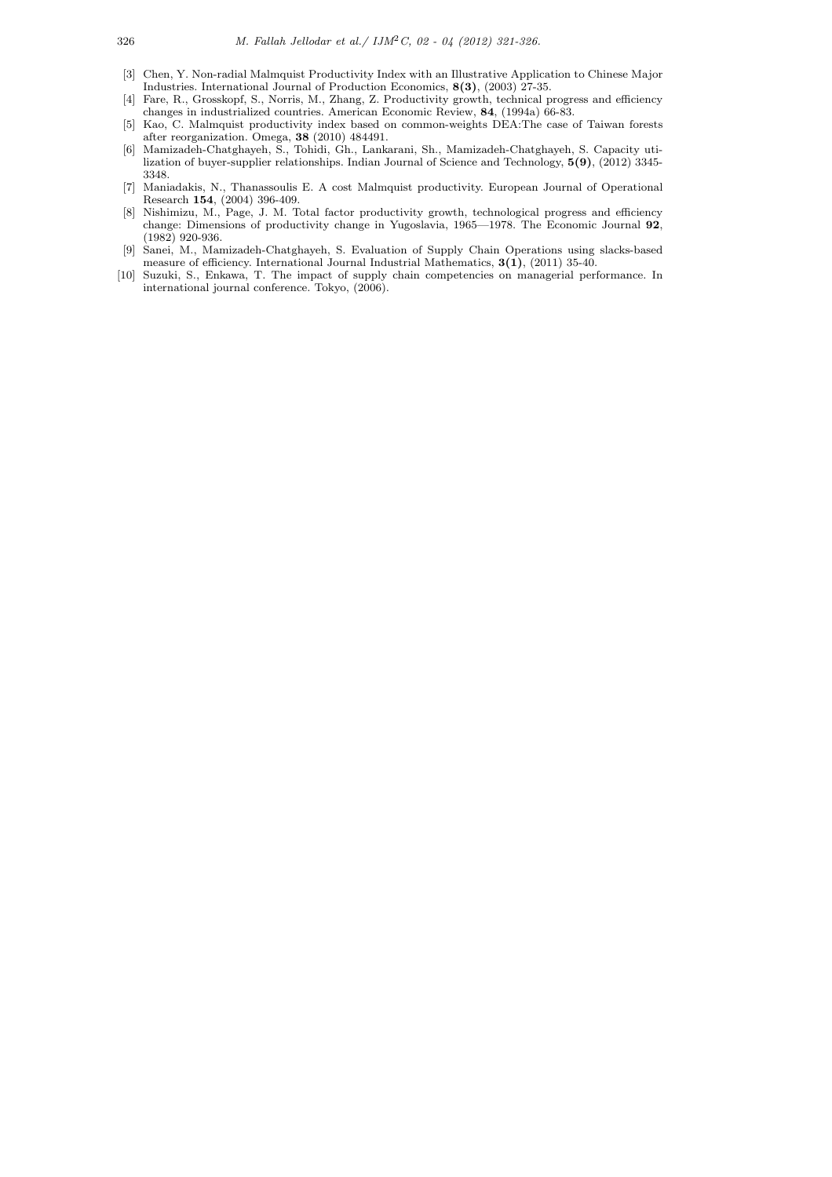[3] Chen, Y. Non-radial Malmquist Productivity Index with an Illustrative Application to Chinese Major Industries. International Journal of Production Economics, **8(3)**, (2003) 27-35.

[4] Fare, R., Grosskopf, S., Norris, M., Zhang, Z. Productivity growth, technical progress and efficiency changes in industrialized countries. American Economic Review, **84**, (1994a) 66-83.

[5] Kao, C. Malmquist productivity index based on common-weights DEA:The case of Taiwan forests after reorganization. Omega, **38** (2010) 484491.

[6] Mamizadeh-Chatghayeh, S., Tohidi, Gh., Lankarani, Sh., Mamizadeh-Chatghayeh, S. Capacity utilization of buyer-supplier relationships. Indian Journal of Science and Technology, **5(9)**, (2012) 3345-3348.

[7] Maniadakis, N., Thanassoulis E. A cost Malmquist productivity. European Journal of Operational Research **154**, (2004) 396-409.

[8] Nishimizu, M., Page, J. M. Total factor productivity growth, technological progress and efficiency change: Dimensions of productivity change in Yugoslavia, 1965—1978. The Economic Journal **92**, (1982) 920-936.

[9] Sanei, M., Mamizadeh-Chatghayeh, S. Evaluation of Supply Chain Operations using slacks-based measure of efficiency. International Journal Industrial Mathematics, **3(1)**, (2011) 35-40.

[10] Suzuki, S., Enkawa, T. The impact of supply chain competencies on managerial performance. In international journal conference. Tokyo, (2006).